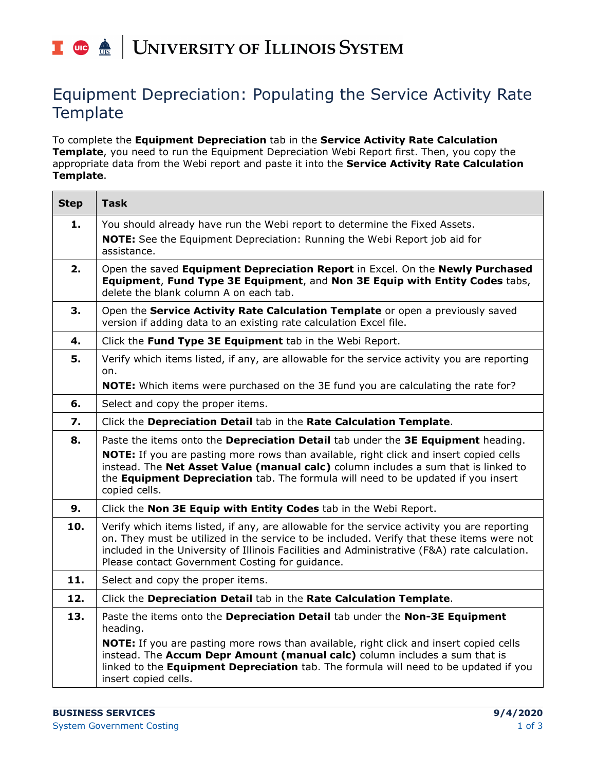# Equipment Depreciation: Populating the Service Activity Rate Template

To complete the **Equipment Depreciation** tab in the **Service Activity Rate Calculation Template**, you need to run the Equipment Depreciation Webi Report first. Then, you copy the appropriate data from the Webi report and paste it into the **Service Activity Rate Calculation Template**.

| Step | Task |
|---|---|
| **1.** | You should already have run the Webi report to determine the Fixed Assets. **NOTE:** See the Equipment Depreciation: Running the Webi Report job aid for assistance. |
| **2.** | Open the saved **Equipment Depreciation Report** in Excel. On the **Newly Purchased Equipment**, **Fund Type 3E Equipment**, and **Non 3E Equip with Entity Codes** tabs, delete the blank column A on each tab. |
| **3.** | Open the **Service Activity Rate Calculation Template** or open a previously saved version if adding data to an existing rate calculation Excel file. |
| **4.** | Click the **Fund Type 3E Equipment** tab in the Webi Report. |
| **5.** | Verify which items listed, if any, are allowable for the service activity you are reporting on. **NOTE:** Which items were purchased on the 3E fund you are calculating the rate for? |
| **6.** | Select and copy the proper items. |
| **7.** | Click the **Depreciation Detail** tab in the **Rate Calculation Template**. |
| **8.** | Paste the items onto the **Depreciation Detail** tab under the **3E Equipment** heading. **NOTE:** If you are pasting more rows than available, right click and insert copied cells instead. The **Net Asset Value (manual calc)** column includes a sum that is linked to the **Equipment Depreciation** tab. The formula will need to be updated if you insert copied cells. |
| **9.** | Click the **Non 3E Equip with Entity Codes** tab in the Webi Report. |
| **10.** | Verify which items listed, if any, are allowable for the service activity you are reporting on. They must be utilized in the service to be included. Verify that these items were not included in the University of Illinois Facilities and Administrative (F&A) rate calculation. Please contact Government Costing for guidance. |
| **11.** | Select and copy the proper items. |
| **12.** | Click the **Depreciation Detail** tab in the **Rate Calculation Template**. |
| **13.** | Paste the items onto the **Depreciation Detail** tab under the **Non-3E Equipment** heading. **NOTE:** If you are pasting more rows than available, right click and insert copied cells instead. The **Accum Depr Amount (manual calc)** column includes a sum that is linked to the **Equipment Depreciation** tab. The formula will need to be updated if you insert copied cells. |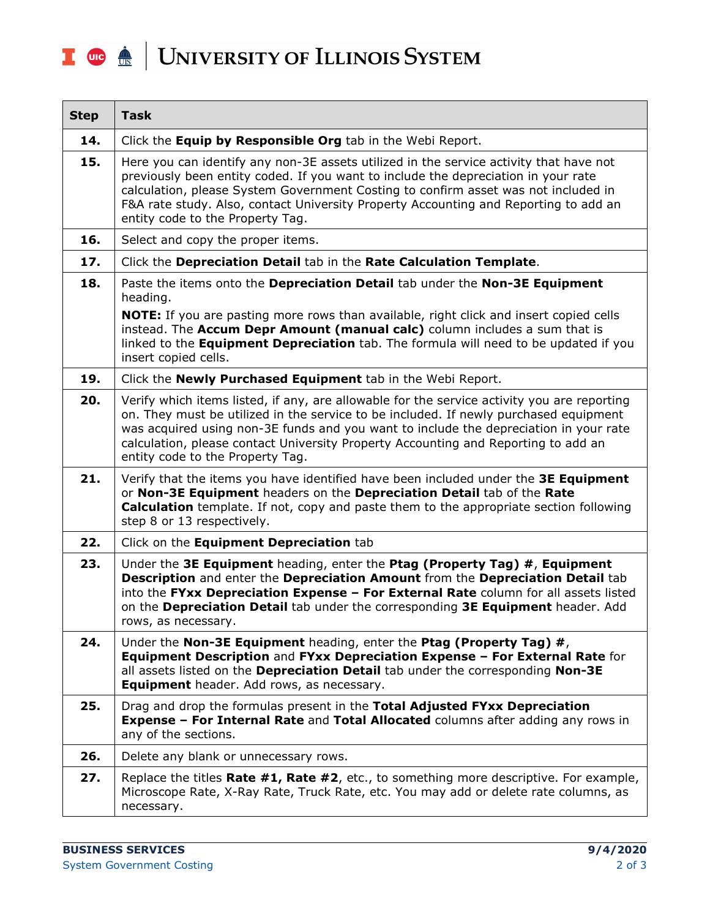| Step | Task |
|---|---|
| **14.** | Click the **Equip by Responsible Org** tab in the Webi Report. |
| **15.** | Here you can identify any non-3E assets utilized in the service activity that have not previously been entity coded. If you want to include the depreciation in your rate calculation, please System Government Costing to confirm asset was not included in F&A rate study. Also, contact University Property Accounting and Reporting to add an entity code to the Property Tag. |
| **16.** | Select and copy the proper items. |
| **17.** | Click the **Depreciation Detail** tab in the **Rate Calculation Template**. |
| **18.** | Paste the items onto the **Depreciation Detail** tab under the **Non-3E Equipment** heading.<br>**NOTE:** If you are pasting more rows than available, right click and insert copied cells instead. The **Accum Depr Amount (manual calc)** column includes a sum that is linked to the **Equipment Depreciation** tab. The formula will need to be updated if you insert copied cells. |
| **19.** | Click the **Newly Purchased Equipment** tab in the Webi Report. |
| **20.** | Verify which items listed, if any, are allowable for the service activity you are reporting on. They must be utilized in the service to be included. If newly purchased equipment was acquired using non-3E funds and you want to include the depreciation in your rate calculation, please contact University Property Accounting and Reporting to add an entity code to the Property Tag. |
| **21.** | Verify that the items you have identified have been included under the **3E Equipment** or **Non-3E Equipment** headers on the **Depreciation Detail** tab of the **Rate Calculation** template. If not, copy and paste them to the appropriate section following step 8 or 13 respectively. |
| **22.** | Click on the **Equipment Depreciation** tab |
| **23.** | Under the **3E Equipment** heading, enter the **Ptag (Property Tag) #**, **Equipment Description** and enter the **Depreciation Amount** from the **Depreciation Detail** tab into the **FYxx Depreciation Expense – For External Rate** column for all assets listed on the **Depreciation Detail** tab under the corresponding **3E Equipment** header. Add rows, as necessary. |
| **24.** | Under the **Non-3E Equipment** heading, enter the **Ptag (Property Tag) #**, **Equipment Description** and **FYxx Depreciation Expense – For External Rate** for all assets listed on the **Depreciation Detail** tab under the corresponding **Non-3E Equipment** header. Add rows, as necessary. |
| **25.** | Drag and drop the formulas present in the **Total Adjusted FYxx Depreciation Expense – For Internal Rate** and **Total Allocated** columns after adding any rows in any of the sections. |
| **26.** | Delete any blank or unnecessary rows. |
| **27.** | Replace the titles **Rate #1, Rate #2**, etc., to something more descriptive. For example, Microscope Rate, X-Ray Rate, Truck Rate, etc. You may add or delete rate columns, as necessary. |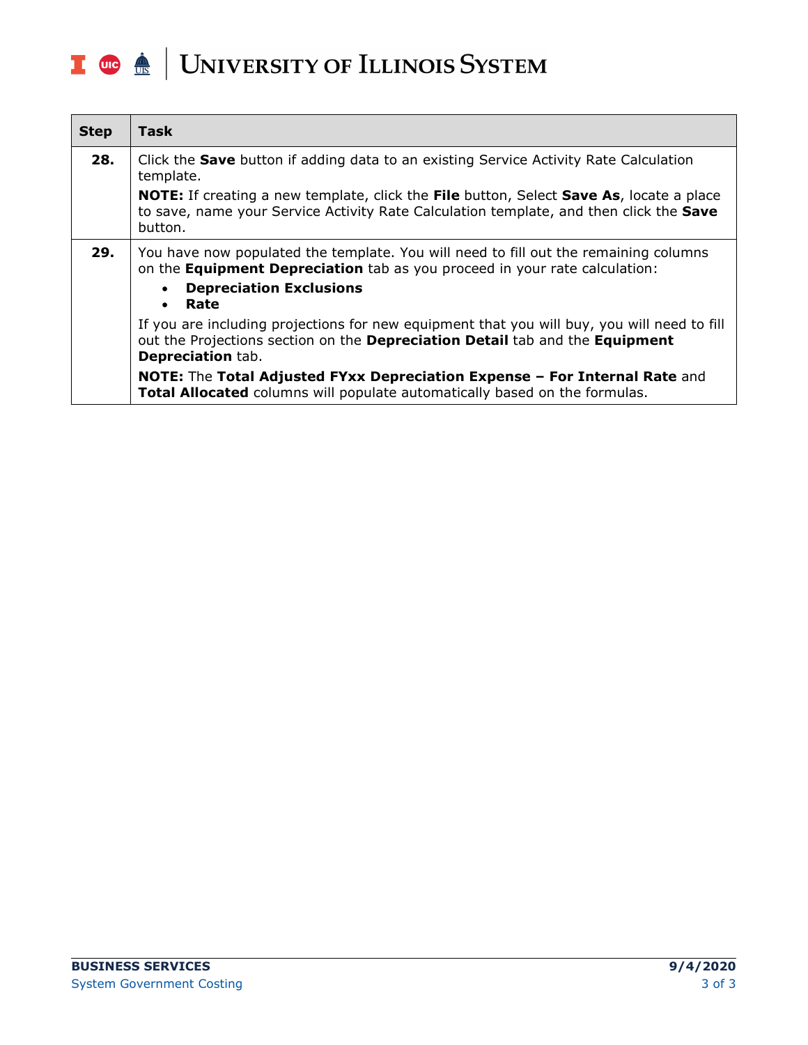| Step | Task |
|---|---|
| **28.** | Click the **Save** button if adding data to an existing Service Activity Rate Calculation template.<br>**NOTE:** If creating a new template, click the **File** button, Select **Save As**, locate a place to save, name your Service Activity Rate Calculation template, and then click the **Save** button. |
| **29.** | You have now populated the template. You will need to fill out the remaining columns on the **Equipment Depreciation** tab as you proceed in your rate calculation:<br>• **Depreciation Exclusions**<br>• **Rate**<br>If you are including projections for new equipment that you will buy, you will need to fill out the Projections section on the **Depreciation Detail** tab and the **Equipment Depreciation** tab.<br>**NOTE:** The **Total Adjusted FYxx Depreciation Expense – For Internal Rate** and **Total Allocated** columns will populate automatically based on the formulas. |